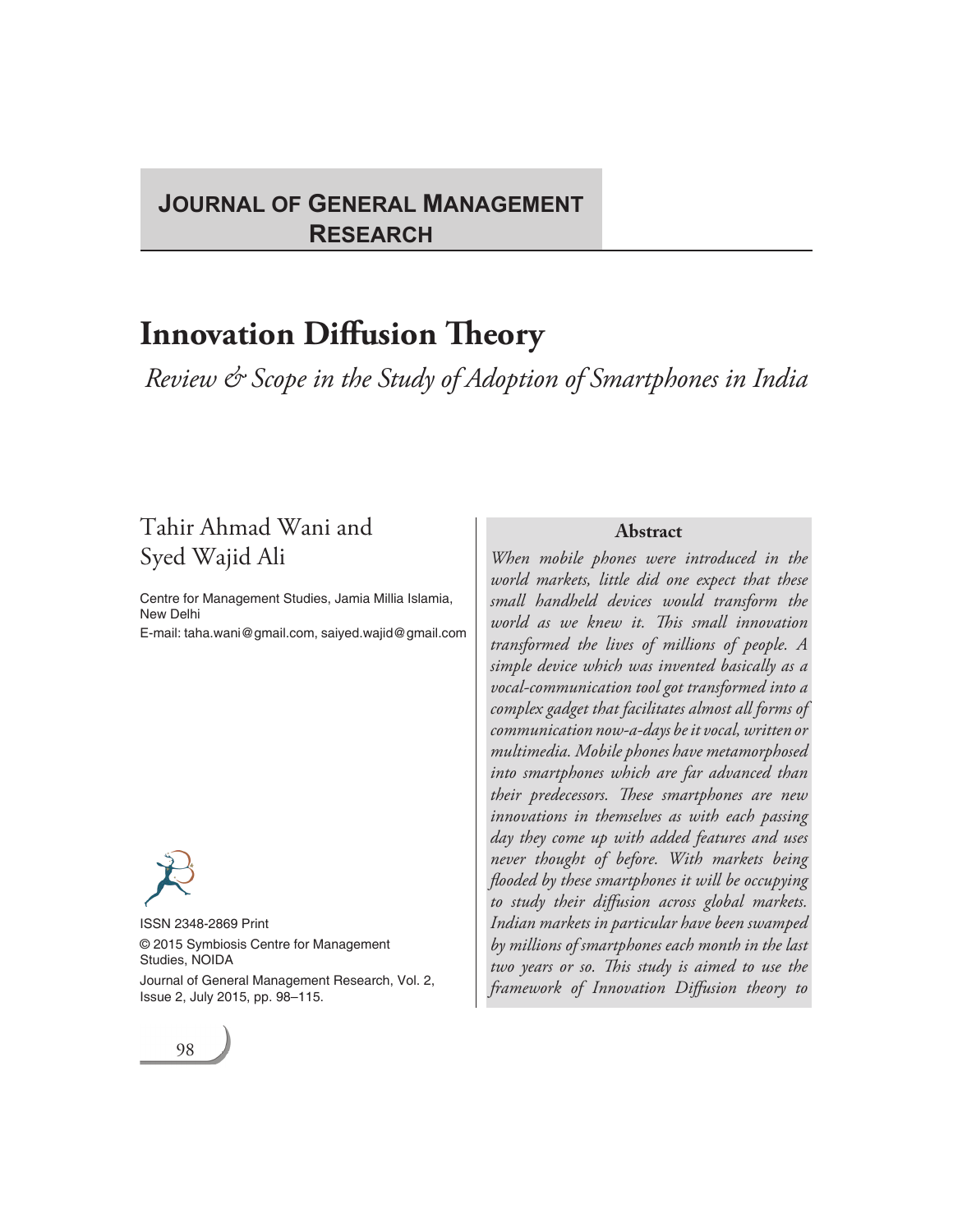# Innovation Diffusion Theory

*Review & Scope in the Study of Adoption of Smartphones in India*

Tahir Ahmad Wani and Syed Wajid Ali

Centre for Management Studies, Jamia Millia Islamia, New Delhi

E-mail: taha.wani@gmail.com, saiyed.wajid@gmail.com

ISSN 2348-2869 Print

© 2015 Symbiosis Centre for Management Studies, NOIDA

Journal of General Management Research, Vol. 2, Issue 2, July 2015, pp. 98–115.

## Abstract

*When mobile phones were introduced in the world markets, little did one expect that these small handheld devices would transform the world as we knew it. This small innovation transformed the lives of millions of people. A simple device which was invented basically as a vocal-communication tool got transformed into a complex gadget that facilitates almost all forms of communication now-a-days be it vocal, written or multimedia. Mobile phones have metamorphosed into smartphones which are far advanced than their predecessors. These smartphones are new innovations in themselves as with each passing day they come up with added features and uses never thought of before. With markets being flooded by these smartphones it will be occupying to study their diffusion across global markets. Indian markets in particular have been swamped by millions of smartphones each month in the last two years or so. This study is aimed to use the framework of Innovation Diffusion theory to*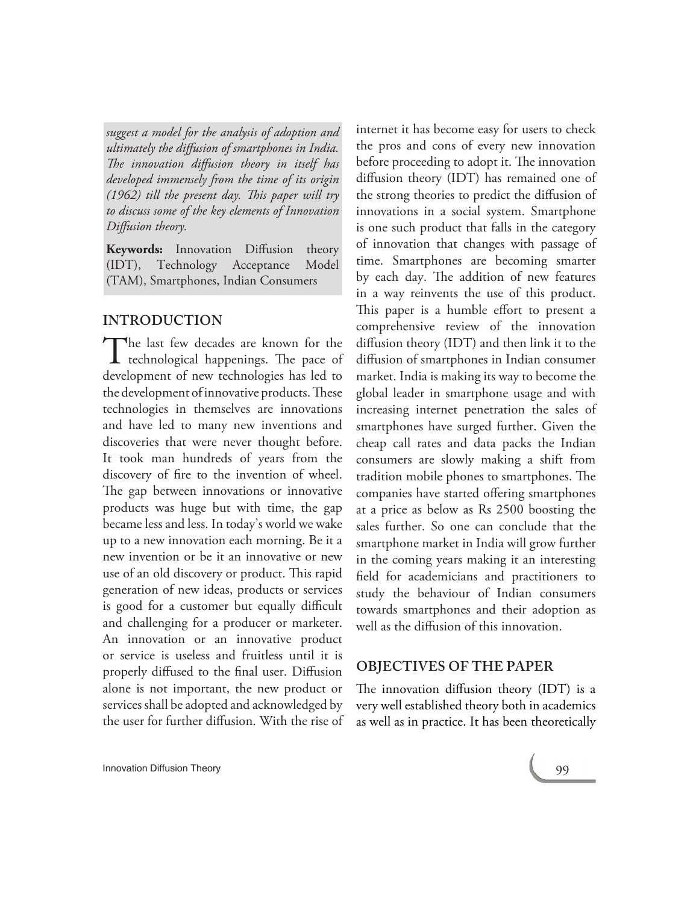*suggest a model for the analysis of adoption and ultimately the diffusion of smartphones in India. The innovation diffusion theory in itself has developed immensely from the time of its origin (1962) till the present day. This paper will try to discuss some of the key elements of Innovation Diffusion theory.*

**Keywords:** Innovation Diffusion theory (IDT), Technology Acceptance Model (TAM), Smartphones, Indian Consumers

## INTRODUCTION

The last few decades are known for the technological happenings. The pace of development of new technologies has led to the development of innovative products. These technologies in themselves are innovations and have led to many new inventions and discoveries that were never thought before. It took man hundreds of years from the discovery of fire to the invention of wheel. The gap between innovations or innovative products was huge but with time, the gap became less and less. In today's world we wake up to a new innovation each morning. Be it a new invention or be it an innovative or new use of an old discovery or product. This rapid generation of new ideas, products or services is good for a customer but equally difficult and challenging for a producer or marketer. An innovation or an innovative product or service is useless and fruitless until it is properly diffused to the final user. Diffusion alone is not important, the new product or services shall be adopted and acknowledged by the user for further diffusion. With the rise of internet it has become easy for users to check the pros and cons of every new innovation before proceeding to adopt it. The innovation diffusion theory (IDT) has remained one of the strong theories to predict the diffusion of innovations in a social system. Smartphone is one such product that falls in the category of innovation that changes with passage of time. Smartphones are becoming smarter by each day. The addition of new features in a way reinvents the use of this product. This paper is a humble effort to present a comprehensive review of the innovation diffusion theory (IDT) and then link it to the diffusion of smartphones in Indian consumer market. India is making its way to become the global leader in smartphone usage and with increasing internet penetration the sales of smartphones have surged further. Given the cheap call rates and data packs the Indian consumers are slowly making a shift from tradition mobile phones to smartphones. The companies have started offering smartphones at a price as below as Rs 2500 boosting the sales further. So one can conclude that the smartphone market in India will grow further in the coming years making it an interesting field for academicians and practitioners to study the behaviour of Indian consumers towards smartphones and their adoption as well as the diffusion of this innovation.

## OBJECTIVES OF THE PAPER

The innovation diffusion theory (IDT) is a very well established theory both in academics as well as in practice. It has been theoretically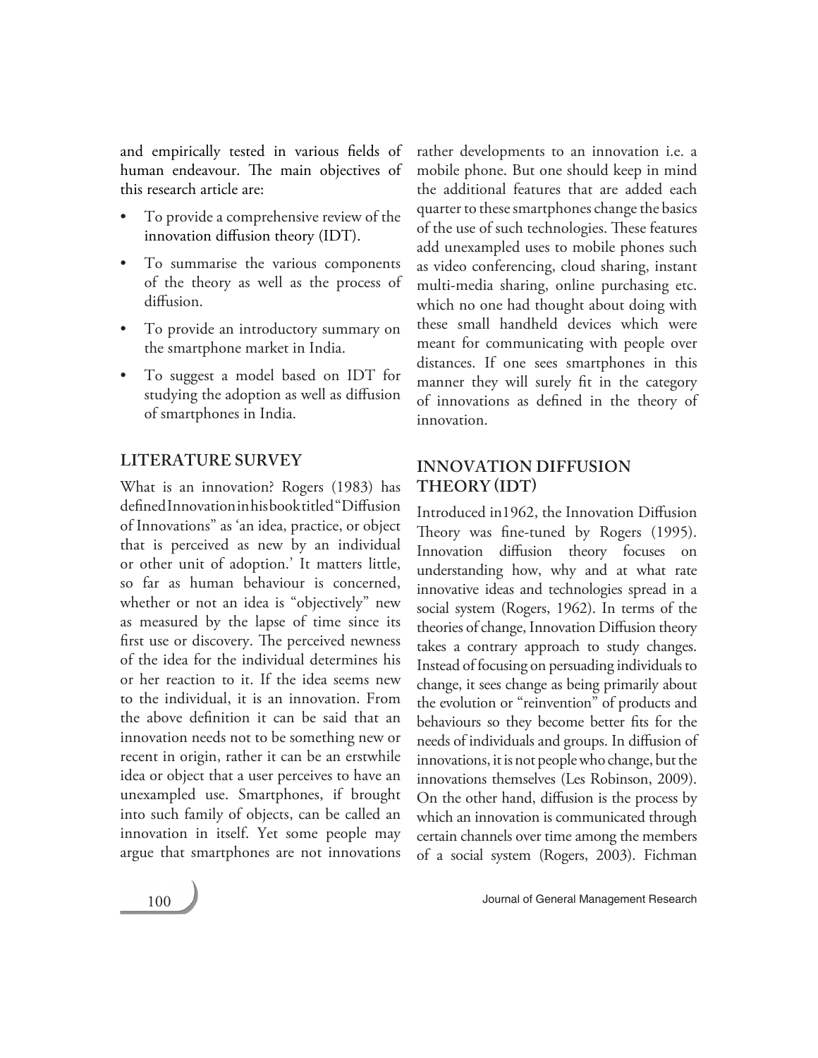and empirically tested in various fields of human endeavour. The main objectives of this research article are:

- To provide a comprehensive review of the innovation diffusion theory (IDT).
- To summarise the various components of the theory as well as the process of diffusion.
- To provide an introductory summary on the smartphone market in India.
- To suggest a model based on IDT for studying the adoption as well as diffusion of smartphones in India.

## LITERATURE SURVEY

What is an innovation? Rogers (1983) has defined Innovation in his book titled "Diffusion of Innovations" as 'an idea, practice, or object that is perceived as new by an individual or other unit of adoption.' It matters little, so far as human behaviour is concerned, whether or not an idea is "objectively" new as measured by the lapse of time since its first use or discovery. The perceived newness of the idea for the individual determines his or her reaction to it. If the idea seems new to the individual, it is an innovation. From the above definition it can be said that an innovation needs not to be something new or recent in origin, rather it can be an erstwhile idea or object that a user perceives to have an unexampled use. Smartphones, if brought into such family of objects, can be called an innovation in itself. Yet some people may argue that smartphones are not innovations rather developments to an innovation i.e. a mobile phone. But one should keep in mind the additional features that are added each quarter to these smartphones change the basics of the use of such technologies. These features add unexampled uses to mobile phones such as video conferencing, cloud sharing, instant multi-media sharing, online purchasing etc. which no one had thought about doing with these small handheld devices which were meant for communicating with people over distances. If one sees smartphones in this manner they will surely fit in the category of innovations as defined in the theory of innovation.

## INNOVATION DIFFUSION THEORY (IDT)

Introduced in1962, the Innovation Diffusion Theory was fine-tuned by Rogers (1995). Innovation diffusion theory focuses on understanding how, why and at what rate innovative ideas and technologies spread in a social system (Rogers, 1962). In terms of the theories of change, Innovation Diffusion theory takes a contrary approach to study changes. Instead of focusing on persuading individuals to change, it sees change as being primarily about the evolution or "reinvention" of products and behaviours so they become better fits for the needs of individuals and groups. In diffusion of innovations, it is not people who change, but the innovations themselves (Les Robinson, 2009). On the other hand, diffusion is the process by which an innovation is communicated through certain channels over time among the members of a social system (Rogers, 2003). Fichman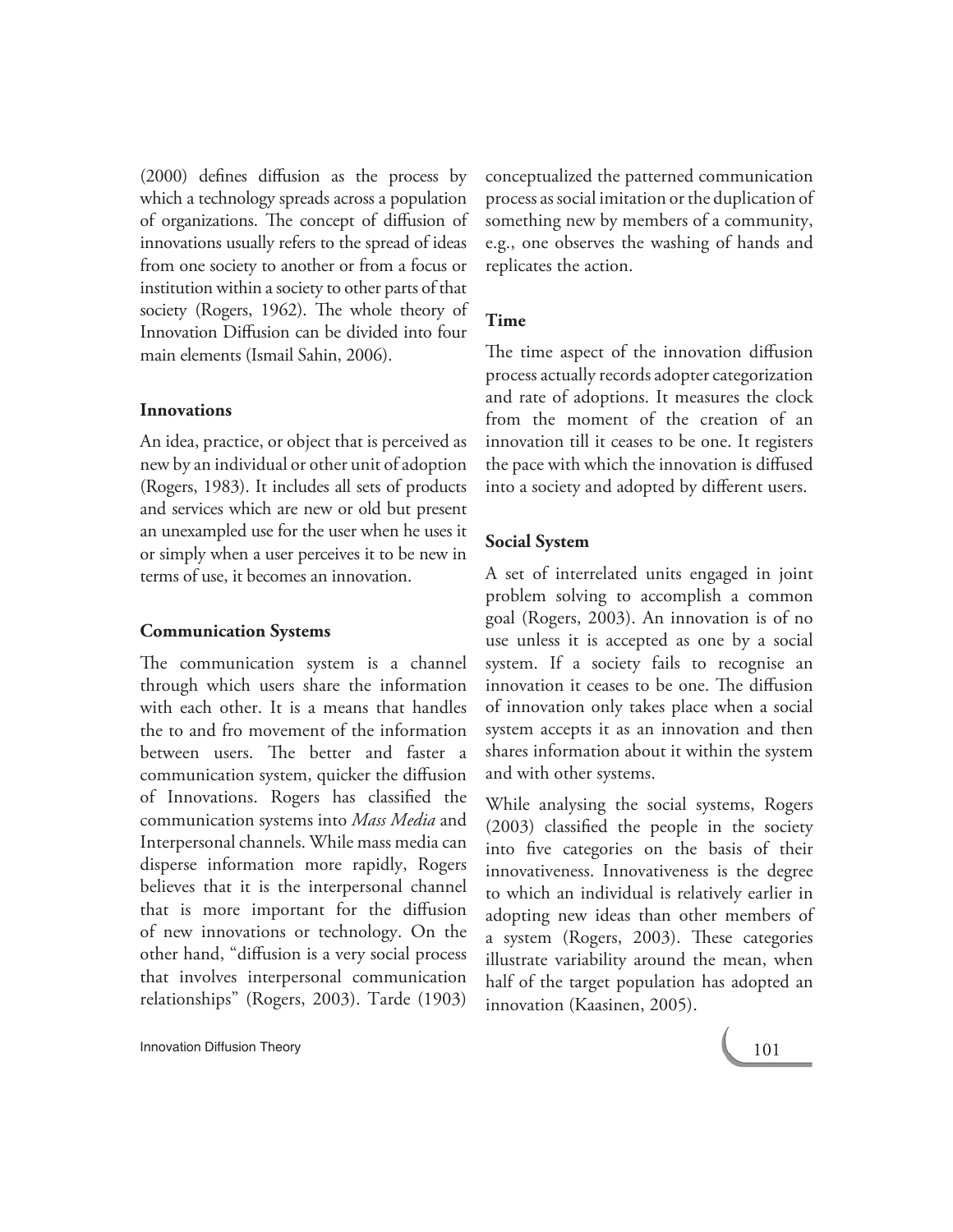(2000) defines diffusion as the process by which a technology spreads across a population of organizations. The concept of diffusion of innovations usually refers to the spread of ideas from one society to another or from a focus or institution within a society to other parts of that society (Rogers, 1962). The whole theory of Innovation Diffusion can be divided into four main elements (Ismail Sahin, 2006).

### Innovations

An idea, practice, or object that is perceived as new by an individual or other unit of adoption (Rogers, 1983). It includes all sets of products and services which are new or old but present an unexampled use for the user when he uses it or simply when a user perceives it to be new in terms of use, it becomes an innovation.

### Communication Systems

The communication system is a channel through which users share the information with each other. It is a means that handles the to and fro movement of the information between users. The better and faster a communication system, quicker the diffusion of Innovations. Rogers has classified the communication systems into *Mass Media* and Interpersonal channels. While mass media can disperse information more rapidly, Rogers believes that it is the interpersonal channel that is more important for the diffusion of new innovations or technology. On the other hand, "diffusion is a very social process that involves interpersonal communication relationships" (Rogers, 2003). Tarde (1903) conceptualized the patterned communication process as social imitation or the duplication of something new by members of a community, e.g., one observes the washing of hands and replicates the action.

### Time

The time aspect of the innovation diffusion process actually records adopter categorization and rate of adoptions. It measures the clock from the moment of the creation of an innovation till it ceases to be one. It registers the pace with which the innovation is diffused into a society and adopted by different users.

### Social System

A set of interrelated units engaged in joint problem solving to accomplish a common goal (Rogers, 2003). An innovation is of no use unless it is accepted as one by a social system. If a society fails to recognise an innovation it ceases to be one. The diffusion of innovation only takes place when a social system accepts it as an innovation and then shares information about it within the system and with other systems.

While analysing the social systems, Rogers (2003) classified the people in the society into five categories on the basis of their innovativeness. Innovativeness is the degree to which an individual is relatively earlier in adopting new ideas than other members of a system (Rogers, 2003). These categories illustrate variability around the mean, when half of the target population has adopted an innovation (Kaasinen, 2005).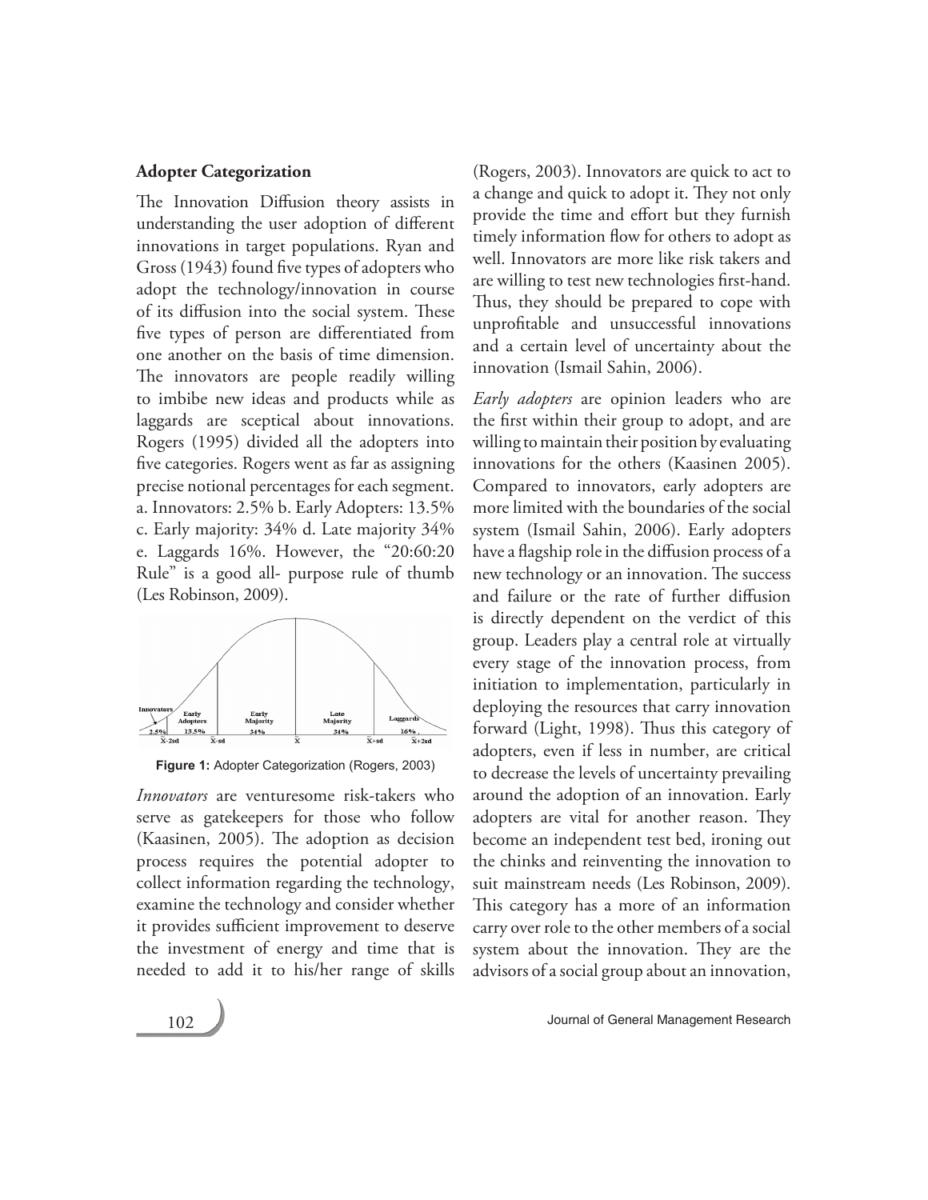### Adopter Categorization

The Innovation Diffusion theory assists in understanding the user adoption of different innovations in target populations. Ryan and Gross (1943) found five types of adopters who adopt the technology/innovation in course of its diffusion into the social system. These five types of person are differentiated from one another on the basis of time dimension. The innovators are people readily willing to imbibe new ideas and products while as laggards are sceptical about innovations. Rogers (1995) divided all the adopters into five categories. Rogers went as far as assigning precise notional percentages for each segment. a. Innovators: 2.5% b. Early Adopters: 13.5% c. Early majority: 34% d. Late majority 34% e. Laggards 16%. However, the "20:60:20 Rule" is a good all- purpose rule of thumb (Les Robinson, 2009).

**Figure 1:** Adopter Categorization (Rogers, 2003)

*Innovators* are venturesome risk-takers who serve as gatekeepers for those who follow (Kaasinen, 2005). The adoption as decision process requires the potential adopter to collect information regarding the technology, examine the technology and consider whether it provides sufficient improvement to deserve the investment of energy and time that is needed to add it to his/her range of skills (Rogers, 2003). Innovators are quick to act to a change and quick to adopt it. They not only provide the time and effort but they furnish timely information flow for others to adopt as well. Innovators are more like risk takers and are willing to test new technologies first-hand. Thus, they should be prepared to cope with unprofitable and unsuccessful innovations and a certain level of uncertainty about the innovation (Ismail Sahin, 2006).

*Early adopters* are opinion leaders who are the first within their group to adopt, and are willing to maintain their position by evaluating innovations for the others (Kaasinen 2005). Compared to innovators, early adopters are more limited with the boundaries of the social system (Ismail Sahin, 2006). Early adopters have a flagship role in the diffusion process of a new technology or an innovation. The success and failure or the rate of further diffusion is directly dependent on the verdict of this group. Leaders play a central role at virtually every stage of the innovation process, from initiation to implementation, particularly in deploying the resources that carry innovation forward (Light, 1998). Thus this category of adopters, even if less in number, are critical to decrease the levels of uncertainty prevailing around the adoption of an innovation. Early adopters are vital for another reason. They become an independent test bed, ironing out the chinks and reinventing the innovation to suit mainstream needs (Les Robinson, 2009). This category has a more of an information carry over role to the other members of a social system about the innovation. They are the advisors of a social group about an innovation,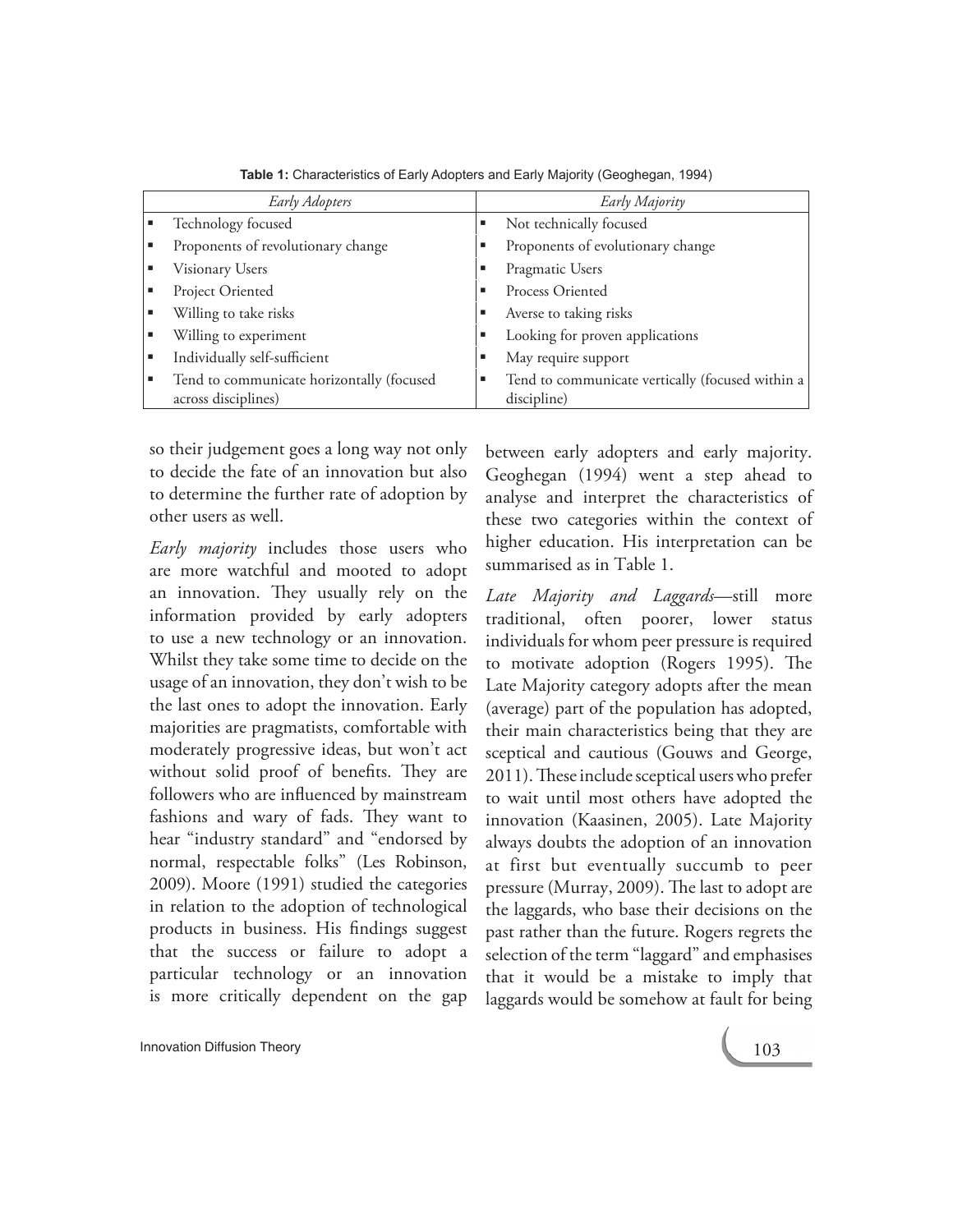**Table 1:** Characteristics of Early Adopters and Early Majority (Geoghegan, 1994)

| *Early Adopters* | *Early Majority* |
|---|---|
| ▪ Technology focused | ▪ Not technically focused |
| ▪ Proponents of revolutionary change | ▪ Proponents of evolutionary change |
| ▪ Visionary Users | ▪ Pragmatic Users |
| ▪ Project Oriented | ▪ Process Oriented |
| ▪ Willing to take risks | ▪ Averse to taking risks |
| ▪ Willing to experiment | ▪ Looking for proven applications |
| ▪ Individually self-sufficient | ▪ May require support |
| ▪ Tend to communicate horizontally (focused across disciplines) | ▪ Tend to communicate vertically (focused within a discipline) |

so their judgement goes a long way not only to decide the fate of an innovation but also to determine the further rate of adoption by other users as well.

*Early majority* includes those users who are more watchful and mooted to adopt an innovation. They usually rely on the information provided by early adopters to use a new technology or an innovation. Whilst they take some time to decide on the usage of an innovation, they don't wish to be the last ones to adopt the innovation. Early majorities are pragmatists, comfortable with moderately progressive ideas, but won't act without solid proof of benefits. They are followers who are influenced by mainstream fashions and wary of fads. They want to hear "industry standard" and "endorsed by normal, respectable folks" (Les Robinson, 2009). Moore (1991) studied the categories in relation to the adoption of technological products in business. His findings suggest that the success or failure to adopt a particular technology or an innovation is more critically dependent on the gap between early adopters and early majority. Geoghegan (1994) went a step ahead to analyse and interpret the characteristics of these two categories within the context of higher education. His interpretation can be summarised as in Table 1.

*Late Majority and Laggards*—still more traditional, often poorer, lower status individuals for whom peer pressure is required to motivate adoption (Rogers 1995). The Late Majority category adopts after the mean (average) part of the population has adopted, their main characteristics being that they are sceptical and cautious (Gouws and George, 2011). These include sceptical users who prefer to wait until most others have adopted the innovation (Kaasinen, 2005). Late Majority always doubts the adoption of an innovation at first but eventually succumb to peer pressure (Murray, 2009). The last to adopt are the laggards, who base their decisions on the past rather than the future. Rogers regrets the selection of the term "laggard" and emphasises that it would be a mistake to imply that laggards would be somehow at fault for being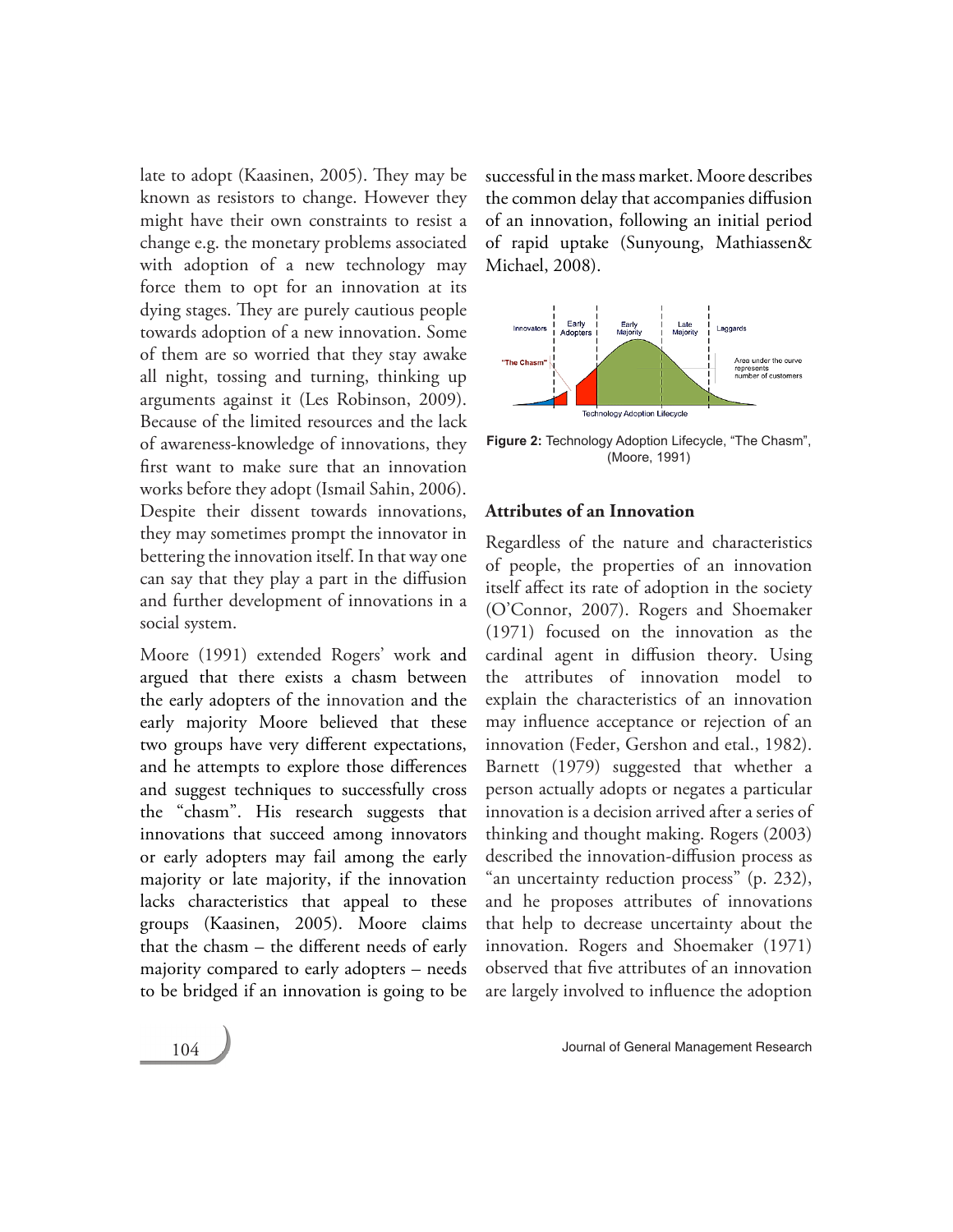late to adopt (Kaasinen, 2005). They may be known as resistors to change. However they might have their own constraints to resist a change e.g. the monetary problems associated with adoption of a new technology may force them to opt for an innovation at its dying stages. They are purely cautious people towards adoption of a new innovation. Some of them are so worried that they stay awake all night, tossing and turning, thinking up arguments against it (Les Robinson, 2009). Because of the limited resources and the lack of awareness-knowledge of innovations, they first want to make sure that an innovation works before they adopt (Ismail Sahin, 2006). Despite their dissent towards innovations, they may sometimes prompt the innovator in bettering the innovation itself. In that way one can say that they play a part in the diffusion and further development of innovations in a social system.

Moore (1991) extended Rogers' work and argued that there exists a chasm between the early adopters of the innovation and the early majority Moore believed that these two groups have very different expectations, and he attempts to explore those differences and suggest techniques to successfully cross the "chasm". His research suggests that innovations that succeed among innovators or early adopters may fail among the early majority or late majority, if the innovation lacks characteristics that appeal to these groups (Kaasinen, 2005). Moore claims that the chasm – the different needs of early majority compared to early adopters – needs to be bridged if an innovation is going to be successful in the mass market. Moore describes the common delay that accompanies diffusion of an innovation, following an initial period of rapid uptake (Sunyoung, Mathiassen& Michael, 2008).

**Figure 2:** Technology Adoption Lifecycle, "The Chasm", (Moore, 1991)

## Attributes of an Innovation

Regardless of the nature and characteristics of people, the properties of an innovation itself affect its rate of adoption in the society (O'Connor, 2007). Rogers and Shoemaker (1971) focused on the innovation as the cardinal agent in diffusion theory. Using the attributes of innovation model to explain the characteristics of an innovation may influence acceptance or rejection of an innovation (Feder, Gershon and etal., 1982). Barnett (1979) suggested that whether a person actually adopts or negates a particular innovation is a decision arrived after a series of thinking and thought making. Rogers (2003) described the innovation-diffusion process as "an uncertainty reduction process" (p. 232), and he proposes attributes of innovations that help to decrease uncertainty about the innovation. Rogers and Shoemaker (1971) observed that five attributes of an innovation are largely involved to influence the adoption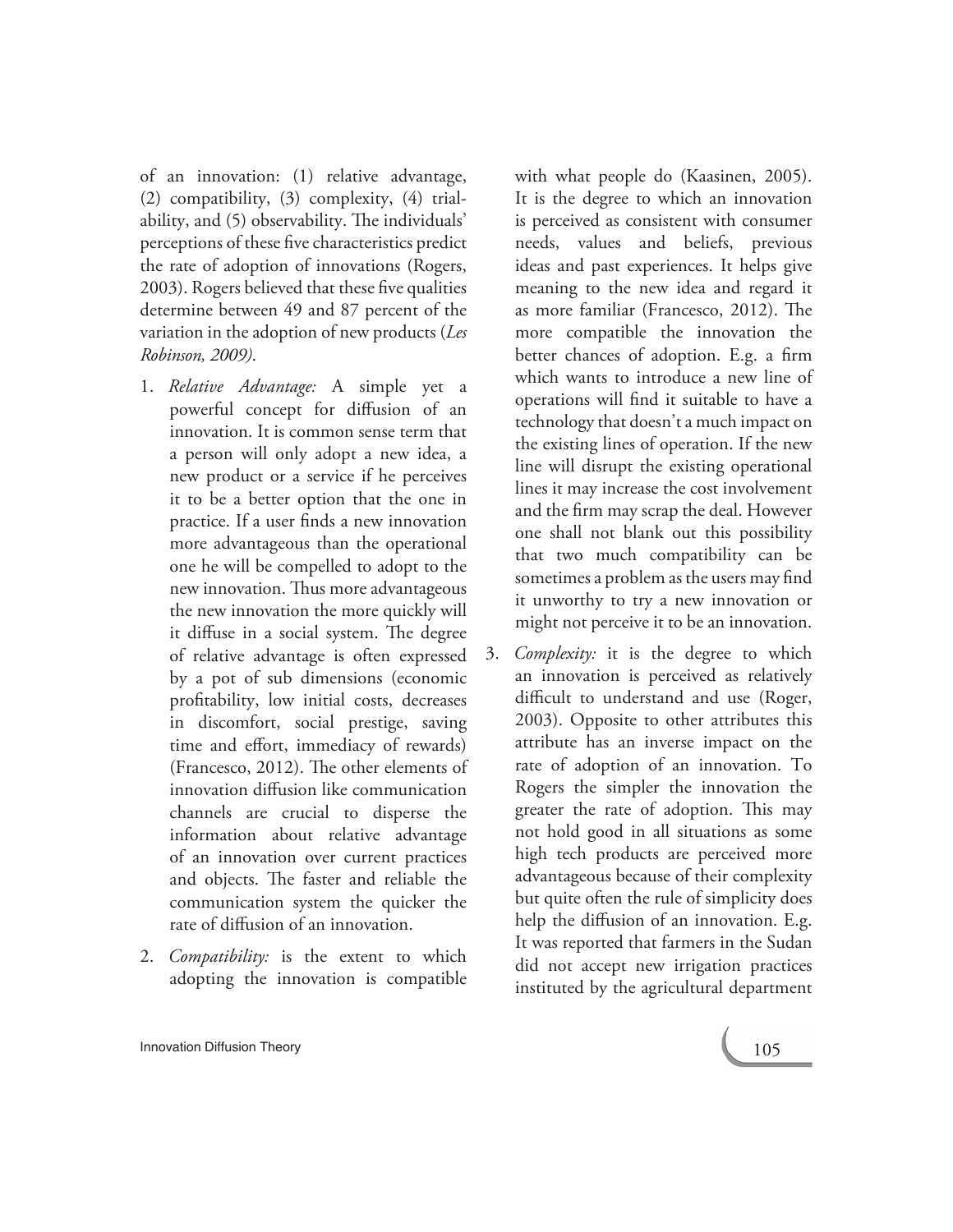of an innovation: (1) relative advantage, (2) compatibility, (3) complexity, (4) trialability, and (5) observability. The individuals' perceptions of these five characteristics predict the rate of adoption of innovations (Rogers, 2003). Rogers believed that these five qualities determine between 49 and 87 percent of the variation in the adoption of new products (*Les Robinson, 2009).*

1. *Relative Advantage:* A simple yet a powerful concept for diffusion of an innovation. It is common sense term that a person will only adopt a new idea, a new product or a service if he perceives it to be a better option that the one in practice. If a user finds a new innovation more advantageous than the operational one he will be compelled to adopt to the new innovation. Thus more advantageous the new innovation the more quickly will it diffuse in a social system. The degree of relative advantage is often expressed by a pot of sub dimensions (economic profitability, low initial costs, decreases in discomfort, social prestige, saving time and effort, immediacy of rewards) (Francesco, 2012). The other elements of innovation diffusion like communication channels are crucial to disperse the information about relative advantage of an innovation over current practices and objects. The faster and reliable the communication system the quicker the rate of diffusion of an innovation.

2. *Compatibility:* is the extent to which adopting the innovation is compatible with what people do (Kaasinen, 2005). It is the degree to which an innovation is perceived as consistent with consumer needs, values and beliefs, previous ideas and past experiences. It helps give meaning to the new idea and regard it as more familiar (Francesco, 2012). The more compatible the innovation the better chances of adoption. E.g. a firm which wants to introduce a new line of operations will find it suitable to have a technology that doesn't a much impact on the existing lines of operation. If the new line will disrupt the existing operational lines it may increase the cost involvement and the firm may scrap the deal. However one shall not blank out this possibility that two much compatibility can be sometimes a problem as the users may find it unworthy to try a new innovation or might not perceive it to be an innovation.

3. *Complexity:* it is the degree to which an innovation is perceived as relatively difficult to understand and use (Roger, 2003). Opposite to other attributes this attribute has an inverse impact on the rate of adoption of an innovation. To Rogers the simpler the innovation the greater the rate of adoption. This may not hold good in all situations as some high tech products are perceived more advantageous because of their complexity but quite often the rule of simplicity does help the diffusion of an innovation. E.g. It was reported that farmers in the Sudan did not accept new irrigation practices instituted by the agricultural department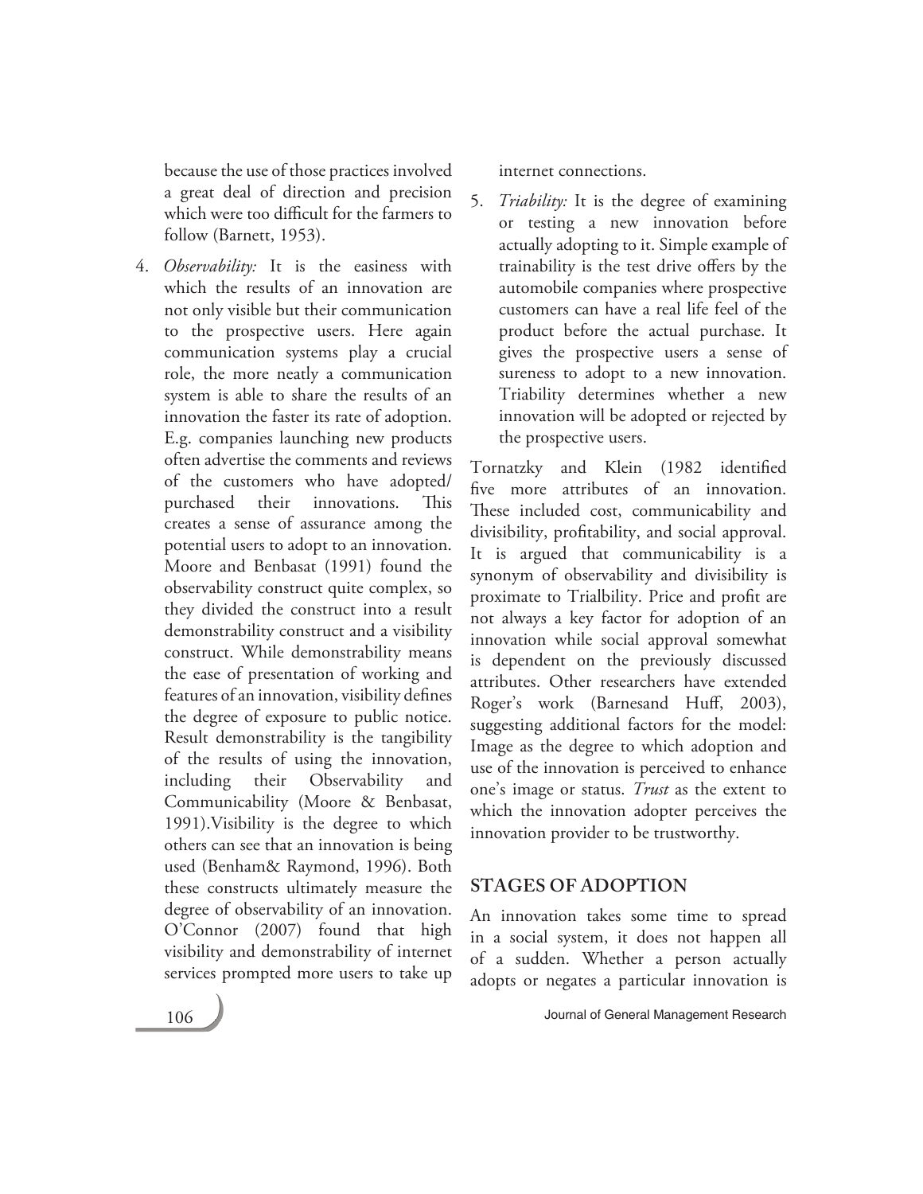because the use of those practices involved a great deal of direction and precision which were too difficult for the farmers to follow (Barnett, 1953).

4. *Observability:* It is the easiness with which the results of an innovation are not only visible but their communication to the prospective users. Here again communication systems play a crucial role, the more neatly a communication system is able to share the results of an innovation the faster its rate of adoption. E.g. companies launching new products often advertise the comments and reviews of the customers who have adopted/ purchased their innovations. This creates a sense of assurance among the potential users to adopt to an innovation. Moore and Benbasat (1991) found the observability construct quite complex, so they divided the construct into a result demonstrability construct and a visibility construct. While demonstrability means the ease of presentation of working and features of an innovation, visibility defines the degree of exposure to public notice. Result demonstrability is the tangibility of the results of using the innovation, including their Observability and Communicability (Moore & Benbasat, 1991).Visibility is the degree to which others can see that an innovation is being used (Benham& Raymond, 1996). Both these constructs ultimately measure the degree of observability of an innovation. O'Connor (2007) found that high visibility and demonstrability of internet services prompted more users to take up internet connections.

5. *Triability:* It is the degree of examining or testing a new innovation before actually adopting to it. Simple example of trainability is the test drive offers by the automobile companies where prospective customers can have a real life feel of the product before the actual purchase. It gives the prospective users a sense of sureness to adopt to a new innovation. Triability determines whether a new innovation will be adopted or rejected by the prospective users.

Tornatzky and Klein (1982 identified five more attributes of an innovation. These included cost, communicability and divisibility, profitability, and social approval. It is argued that communicability is a synonym of observability and divisibility is proximate to Trialbility. Price and profit are not always a key factor for adoption of an innovation while social approval somewhat is dependent on the previously discussed attributes. Other researchers have extended Roger's work (Barnesand Huff, 2003), suggesting additional factors for the model: Image as the degree to which adoption and use of the innovation is perceived to enhance one's image or status. *Trust* as the extent to which the innovation adopter perceives the innovation provider to be trustworthy.

## STAGES OF ADOPTION

An innovation takes some time to spread in a social system, it does not happen all of a sudden. Whether a person actually adopts or negates a particular innovation is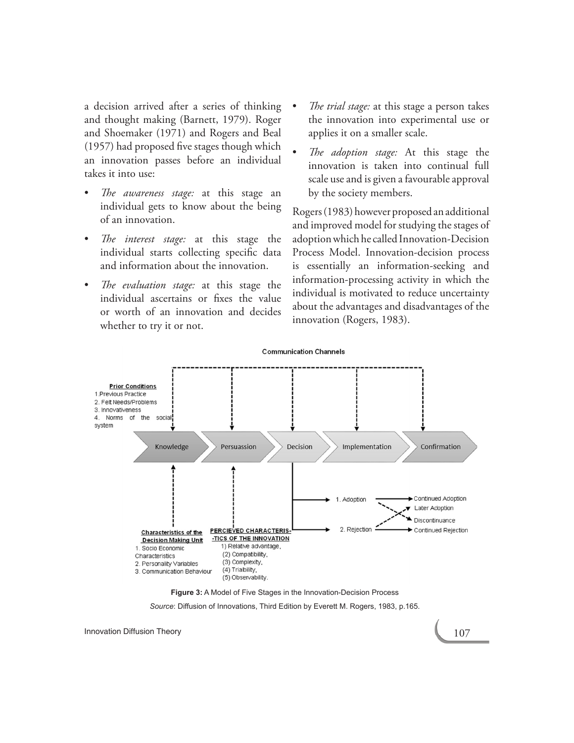a decision arrived after a series of thinking and thought making (Barnett, 1979). Roger and Shoemaker (1971) and Rogers and Beal (1957) had proposed five stages though which an innovation passes before an individual takes it into use:

- *The awareness stage:* at this stage an individual gets to know about the being of an innovation.
- *The interest stage:* at this stage the individual starts collecting specific data and information about the innovation.
- *The evaluation stage:* at this stage the individual ascertains or fixes the value or worth of an innovation and decides whether to try it or not.
- *The trial stage:* at this stage a person takes the innovation into experimental use or applies it on a smaller scale.
- *The adoption stage:* At this stage the innovation is taken into continual full scale use and is given a favourable approval by the society members.

Rogers (1983) however proposed an additional and improved model for studying the stages of adoption which he called Innovation-Decision Process Model. Innovation-decision process is essentially an information-seeking and information-processing activity in which the individual is motivated to reduce uncertainty about the advantages and disadvantages of the innovation (Rogers, 1983).

Communication Channels

**Prior Conditions**
1. Previous Practice
2. Felt Needs/Problems
3. Innovativeness
4. Norms of the social system

Knowledge → Persuassion → Decision → Implementation → Confirmation

1. Adoption → Continued Adoption / Discontinuance
2. Rejection → Continued Rejection / Later Adoption

**Characteristics of the Decision Making Unit**
1. Socio Economic Characteristics
2. Personality Variables
3. Communication Behaviour

**PERCIEVED CHARACTERISTICS OF THE INNOVATION**
1) Relative advantage,
(2) Compatibility,
(3) Complexity,
(4) Trialbility,
(5) Observability.

**Figure 3:** A Model of Five Stages in the Innovation-Decision Process

*Source*: Diffusion of Innovations, Third Edition by Everett M. Rogers, 1983, p.165.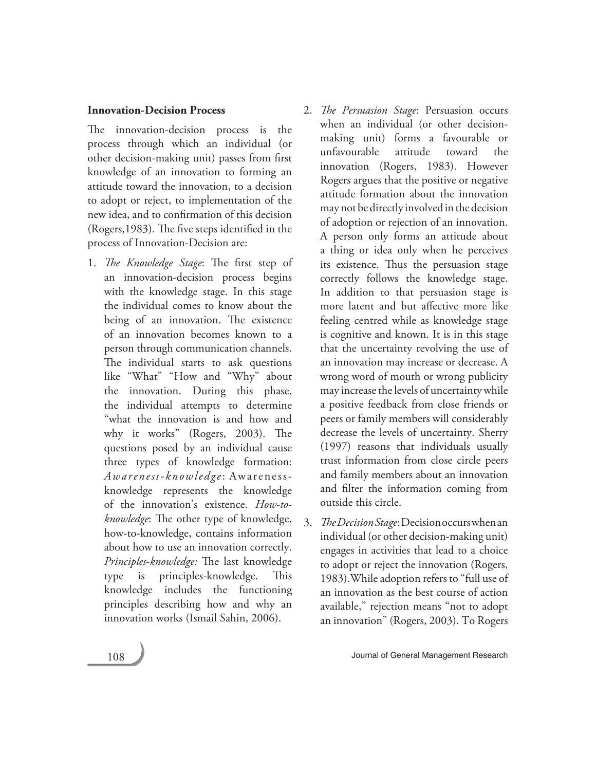**Innovation-Decision Process**

The innovation-decision process is the process through which an individual (or other decision-making unit) passes from first knowledge of an innovation to forming an attitude toward the innovation, to a decision to adopt or reject, to implementation of the new idea, and to confirmation of this decision (Rogers,1983). The five steps identified in the process of Innovation-Decision are:

1. *The Knowledge Stage*: The first step of an innovation-decision process begins with the knowledge stage. In this stage the individual comes to know about the being of an innovation. The existence of an innovation becomes known to a person through communication channels. The individual starts to ask questions like "What" "How and "Why" about the innovation. During this phase, the individual attempts to determine "what the innovation is and how and why it works" (Rogers, 2003). The questions posed by an individual cause three types of knowledge formation: *Awareness-knowledge*: Awareness-knowledge represents the knowledge of the innovation's existence. *How-to-knowledge*: The other type of knowledge, how-to-knowledge, contains information about how to use an innovation correctly. *Principles-knowledge:* The last knowledge type is principles-knowledge. This knowledge includes the functioning principles describing how and why an innovation works (Ismail Sahin, 2006).

2. *The Persuasion Stage*: Persuasion occurs when an individual (or other decision-making unit) forms a favourable or unfavourable attitude toward the innovation (Rogers, 1983). However Rogers argues that the positive or negative attitude formation about the innovation may not be directly involved in the decision of adoption or rejection of an innovation. A person only forms an attitude about a thing or idea only when he perceives its existence. Thus the persuasion stage correctly follows the knowledge stage. In addition to that persuasion stage is more latent and but affective more like feeling centred while as knowledge stage is cognitive and known. It is in this stage that the uncertainty revolving the use of an innovation may increase or decrease. A wrong word of mouth or wrong publicity may increase the levels of uncertainty while a positive feedback from close friends or peers or family members will considerably decrease the levels of uncertainty. Sherry (1997) reasons that individuals usually trust information from close circle peers and family members about an innovation and filter the information coming from outside this circle.

3. *The Decision Stage*: Decision occurs when an individual (or other decision-making unit) engages in activities that lead to a choice to adopt or reject the innovation (Rogers, 1983).While adoption refers to "full use of an innovation as the best course of action available," rejection means "not to adopt an innovation" (Rogers, 2003). To Rogers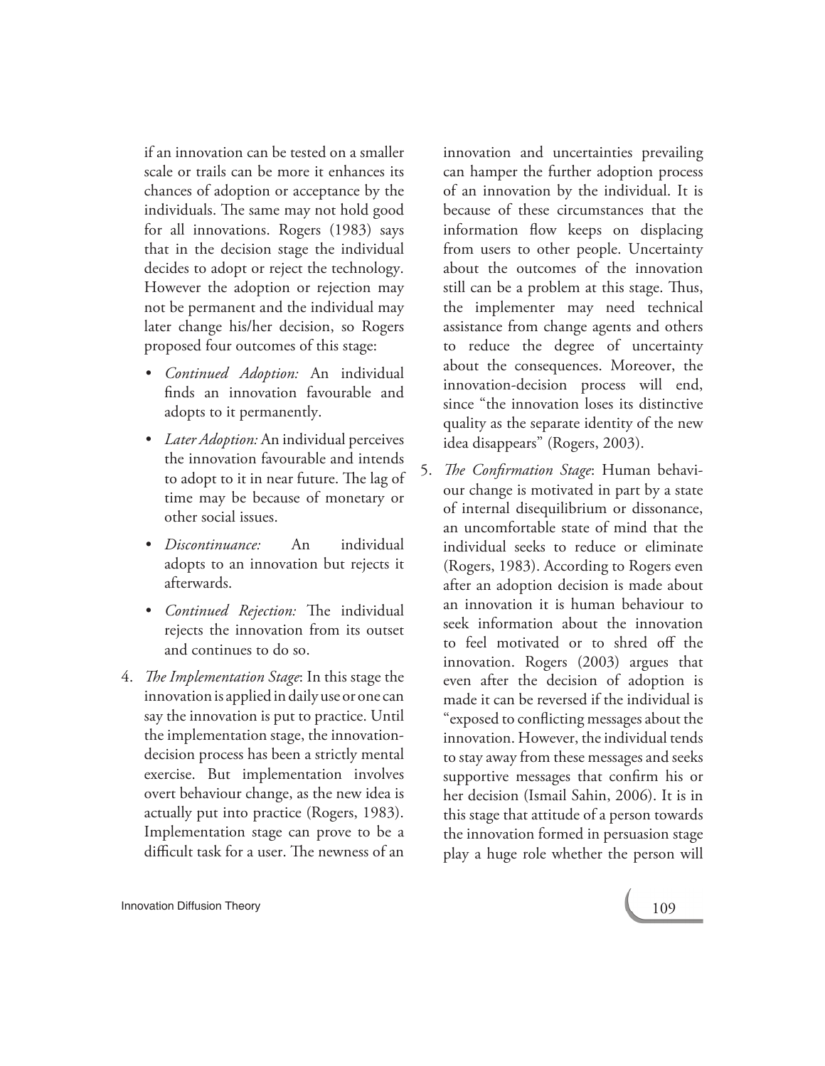if an innovation can be tested on a smaller scale or trails can be more it enhances its chances of adoption or acceptance by the individuals. The same may not hold good for all innovations. Rogers (1983) says that in the decision stage the individual decides to adopt or reject the technology. However the adoption or rejection may not be permanent and the individual may later change his/her decision, so Rogers proposed four outcomes of this stage:

- *Continued Adoption:* An individual finds an innovation favourable and adopts to it permanently.
- *Later Adoption:* An individual perceives the innovation favourable and intends to adopt to it in near future. The lag of time may be because of monetary or other social issues.
- *Discontinuance:* An individual adopts to an innovation but rejects it afterwards.
- *Continued Rejection:* The individual rejects the innovation from its outset and continues to do so.

4. *The Implementation Stage*: In this stage the innovation is applied in daily use or one can say the innovation is put to practice. Until the implementation stage, the innovation-decision process has been a strictly mental exercise. But implementation involves overt behaviour change, as the new idea is actually put into practice (Rogers, 1983). Implementation stage can prove to be a difficult task for a user. The newness of an innovation and uncertainties prevailing can hamper the further adoption process of an innovation by the individual. It is because of these circumstances that the information flow keeps on displacing from users to other people. Uncertainty about the outcomes of the innovation still can be a problem at this stage. Thus, the implementer may need technical assistance from change agents and others to reduce the degree of uncertainty about the consequences. Moreover, the innovation-decision process will end, since "the innovation loses its distinctive quality as the separate identity of the new idea disappears" (Rogers, 2003).

5. *The Confirmation Stage*: Human behaviour change is motivated in part by a state of internal disequilibrium or dissonance, an uncomfortable state of mind that the individual seeks to reduce or eliminate (Rogers, 1983). According to Rogers even after an adoption decision is made about an innovation it is human behaviour to seek information about the innovation to feel motivated or to shred off the innovation. Rogers (2003) argues that even after the decision of adoption is made it can be reversed if the individual is "exposed to conflicting messages about the innovation. However, the individual tends to stay away from these messages and seeks supportive messages that confirm his or her decision (Ismail Sahin, 2006). It is in this stage that attitude of a person towards the innovation formed in persuasion stage play a huge role whether the person will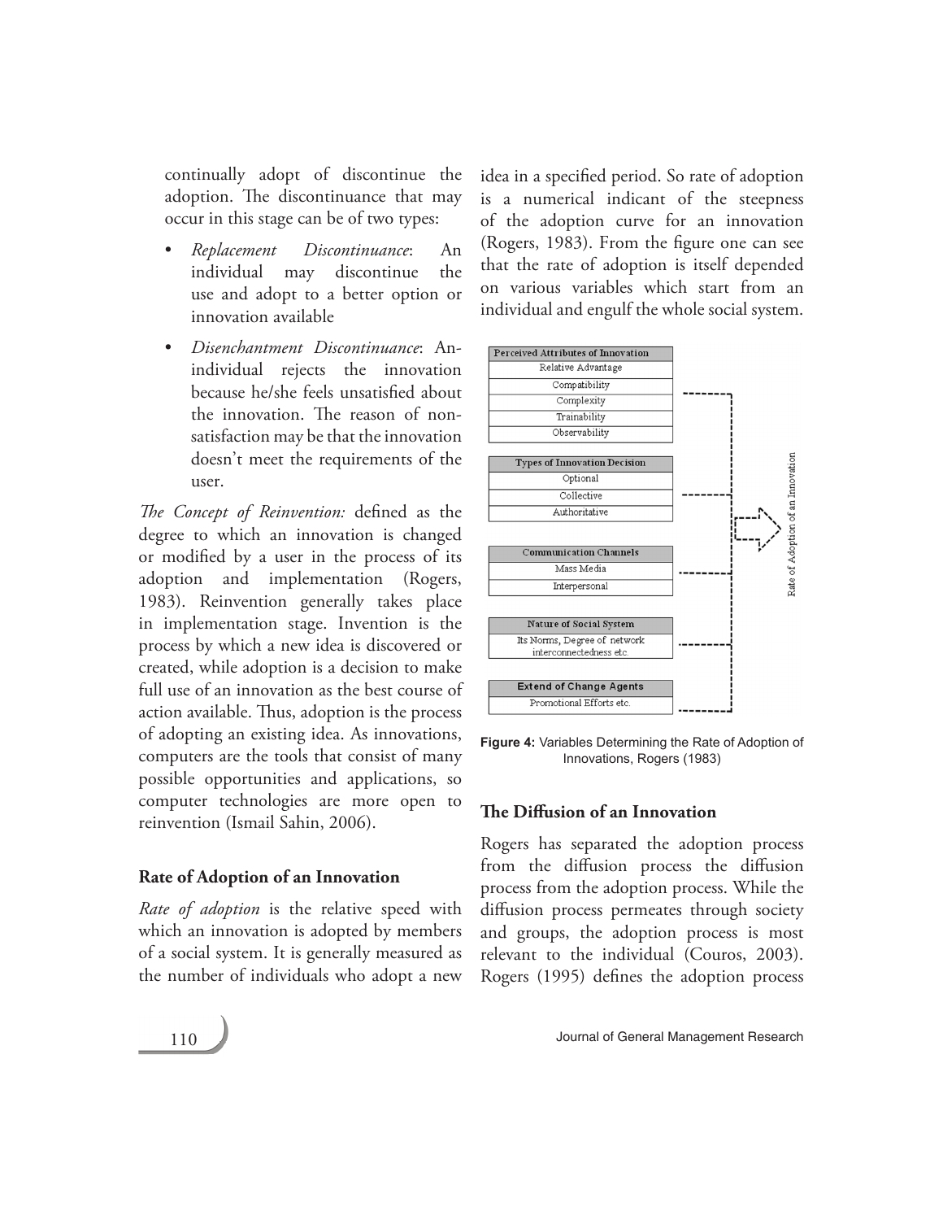continually adopt of discontinue the adoption. The discontinuance that may occur in this stage can be of two types:

- *Replacement Discontinuance*: An individual may discontinue the use and adopt to a better option or innovation available
- *Disenchantment Discontinuance*: An individual rejects the innovation because he/she feels unsatisfied about the innovation. The reason of non-satisfaction may be that the innovation doesn't meet the requirements of the user.

*The Concept of Reinvention:* defined as the degree to which an innovation is changed or modified by a user in the process of its adoption and implementation (Rogers, 1983). Reinvention generally takes place in implementation stage. Invention is the process by which a new idea is discovered or created, while adoption is a decision to make full use of an innovation as the best course of action available. Thus, adoption is the process of adopting an existing idea. As innovations, computers are the tools that consist of many possible opportunities and applications, so computer technologies are more open to reinvention (Ismail Sahin, 2006).

### Rate of Adoption of an Innovation

*Rate of adoption* is the relative speed with which an innovation is adopted by members of a social system. It is generally measured as the number of individuals who adopt a new idea in a specified period. So rate of adoption is a numerical indicant of the steepness of the adoption curve for an innovation (Rogers, 1983). From the figure one can see that the rate of adoption is itself depended on various variables which start from an individual and engulf the whole social system.

| Variables | → Rate of Adoption of an Innovation |
|---|---|
| **Perceived Attributes of Innovation**: Relative Advantage, Compatibility, Complexity, Trainability, Observability | |
| **Types of Innovation Decision**: Optional, Collective, Authoritative | |
| **Communication Channels**: Mass Media, Interpersonal | |
| **Nature of Social System**: Its Norms, Degree of network interconnectedness etc. | |
| **Extend of Change Agents**: Promotional Efforts etc. | |

**Figure 4:** Variables Determining the Rate of Adoption of Innovations, Rogers (1983)

### The Diffusion of an Innovation

Rogers has separated the adoption process from the diffusion process the diffusion process from the adoption process. While the diffusion process permeates through society and groups, the adoption process is most relevant to the individual (Couros, 2003). Rogers (1995) defines the adoption process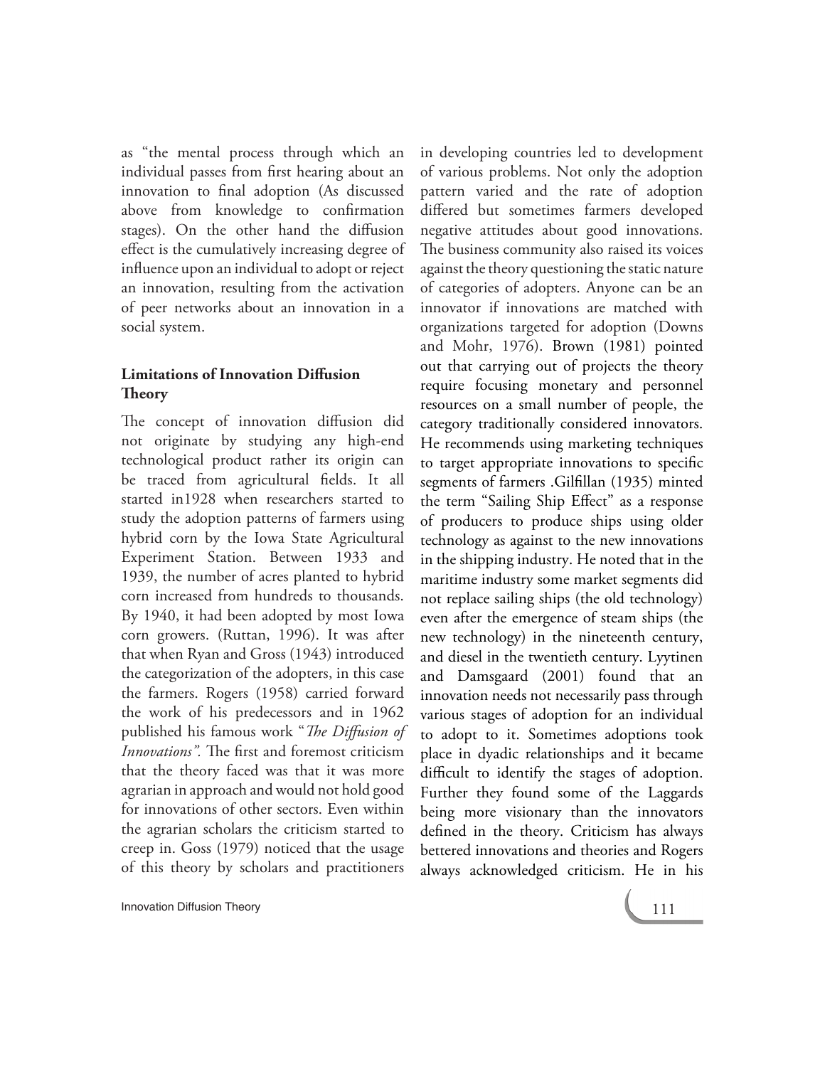as "the mental process through which an individual passes from first hearing about an innovation to final adoption (As discussed above from knowledge to confirmation stages). On the other hand the diffusion effect is the cumulatively increasing degree of influence upon an individual to adopt or reject an innovation, resulting from the activation of peer networks about an innovation in a social system.

## Limitations of Innovation Diffusion Theory

The concept of innovation diffusion did not originate by studying any high-end technological product rather its origin can be traced from agricultural fields. It all started in1928 when researchers started to study the adoption patterns of farmers using hybrid corn by the Iowa State Agricultural Experiment Station. Between 1933 and 1939, the number of acres planted to hybrid corn increased from hundreds to thousands. By 1940, it had been adopted by most Iowa corn growers. (Ruttan, 1996). It was after that when Ryan and Gross (1943) introduced the categorization of the adopters, in this case the farmers. Rogers (1958) carried forward the work of his predecessors and in 1962 published his famous work "*The Diffusion of Innovations".* The first and foremost criticism that the theory faced was that it was more agrarian in approach and would not hold good for innovations of other sectors. Even within the agrarian scholars the criticism started to creep in. Goss (1979) noticed that the usage of this theory by scholars and practitioners in developing countries led to development of various problems. Not only the adoption pattern varied and the rate of adoption differed but sometimes farmers developed negative attitudes about good innovations. The business community also raised its voices against the theory questioning the static nature of categories of adopters. Anyone can be an innovator if innovations are matched with organizations targeted for adoption (Downs and Mohr, 1976). Brown (1981) pointed out that carrying out of projects the theory require focusing monetary and personnel resources on a small number of people, the category traditionally considered innovators. He recommends using marketing techniques to target appropriate innovations to specific segments of farmers .Gilfillan (1935) minted the term "Sailing Ship Effect" as a response of producers to produce ships using older technology as against to the new innovations in the shipping industry. He noted that in the maritime industry some market segments did not replace sailing ships (the old technology) even after the emergence of steam ships (the new technology) in the nineteenth century, and diesel in the twentieth century. Lyytinen and Damsgaard (2001) found that an innovation needs not necessarily pass through various stages of adoption for an individual to adopt to it. Sometimes adoptions took place in dyadic relationships and it became difficult to identify the stages of adoption. Further they found some of the Laggards being more visionary than the innovators defined in the theory. Criticism has always bettered innovations and theories and Rogers always acknowledged criticism. He in his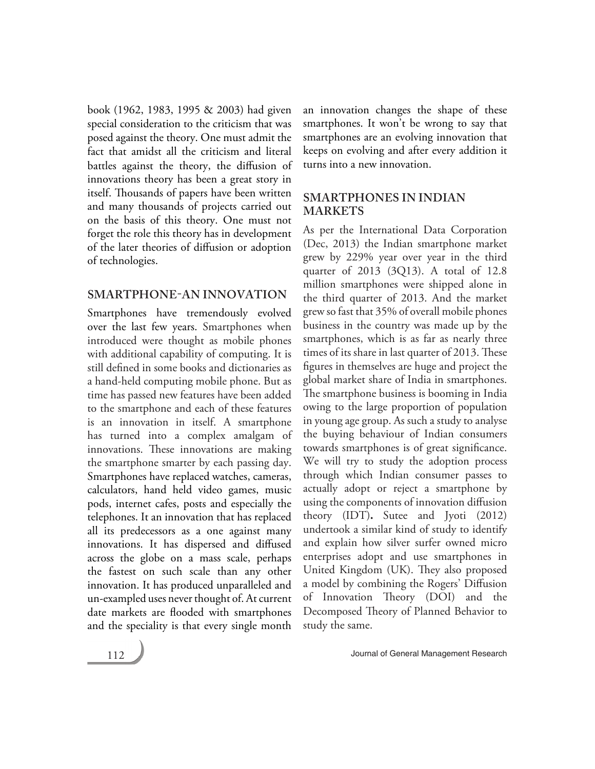book (1962, 1983, 1995 & 2003) had given special consideration to the criticism that was posed against the theory. One must admit the fact that amidst all the criticism and literal battles against the theory, the diffusion of innovations theory has been a great story in itself. Thousands of papers have been written and many thousands of projects carried out on the basis of this theory. One must not forget the role this theory has in development of the later theories of diffusion or adoption of technologies.

## SMARTPHONE-AN INNOVATION

Smartphones have tremendously evolved over the last few years. Smartphones when introduced were thought as mobile phones with additional capability of computing. It is still defined in some books and dictionaries as a hand-held computing mobile phone. But as time has passed new features have been added to the smartphone and each of these features is an innovation in itself. A smartphone has turned into a complex amalgam of innovations. These innovations are making the smartphone smarter by each passing day. Smartphones have replaced watches, cameras, calculators, hand held video games, music pods, internet cafes, posts and especially the telephones. It an innovation that has replaced all its predecessors as a one against many innovations. It has dispersed and diffused across the globe on a mass scale, perhaps the fastest on such scale than any other innovation. It has produced unparalleled and un-exampled uses never thought of. At current date markets are flooded with smartphones and the speciality is that every single month an innovation changes the shape of these smartphones. It won't be wrong to say that smartphones are an evolving innovation that keeps on evolving and after every addition it turns into a new innovation.

## SMARTPHONES IN INDIAN MARKETS

As per the International Data Corporation (Dec, 2013) the Indian smartphone market grew by 229% year over year in the third quarter of 2013 (3Q13). A total of 12.8 million smartphones were shipped alone in the third quarter of 2013. And the market grew so fast that 35% of overall mobile phones business in the country was made up by the smartphones, which is as far as nearly three times of its share in last quarter of 2013. These figures in themselves are huge and project the global market share of India in smartphones. The smartphone business is booming in India owing to the large proportion of population in young age group. As such a study to analyse the buying behaviour of Indian consumers towards smartphones is of great significance. We will try to study the adoption process through which Indian consumer passes to actually adopt or reject a smartphone by using the components of innovation diffusion theory (IDT)**.** Sutee and Jyoti (2012) undertook a similar kind of study to identify and explain how silver surfer owned micro enterprises adopt and use smartphones in United Kingdom (UK). They also proposed a model by combining the Rogers' Diffusion of Innovation Theory (DOI) and the Decomposed Theory of Planned Behavior to study the same.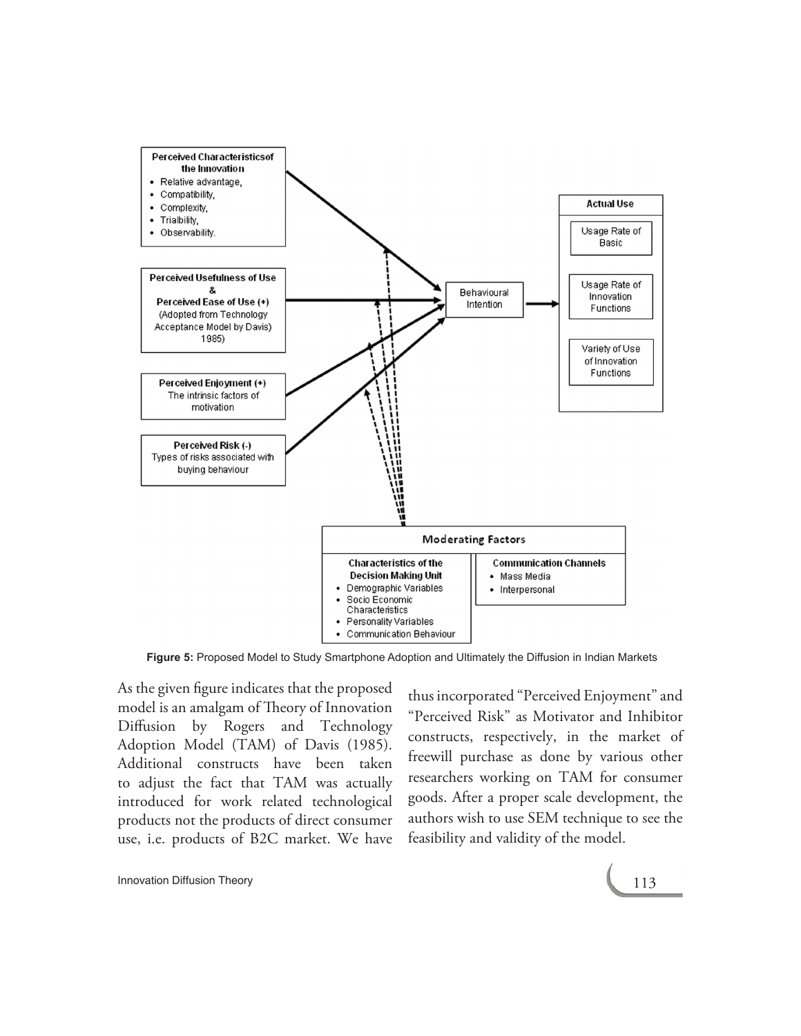Figure 5: Proposed Model to Study Smartphone Adoption and Ultimately the Diffusion in Indian Markets

As the given figure indicates that the proposed model is an amalgam of Theory of Innovation Diffusion by Rogers and Technology Adoption Model (TAM) of Davis (1985). Additional constructs have been taken to adjust the fact that TAM was actually introduced for work related technological products not the products of direct consumer use, i.e. products of B2C market. We have thus incorporated "Perceived Enjoyment" and "Perceived Risk" as Motivator and Inhibitor constructs, respectively, in the market of freewill purchase as done by various other researchers working on TAM for consumer goods. After a proper scale development, the authors wish to use SEM technique to see the feasibility and validity of the model.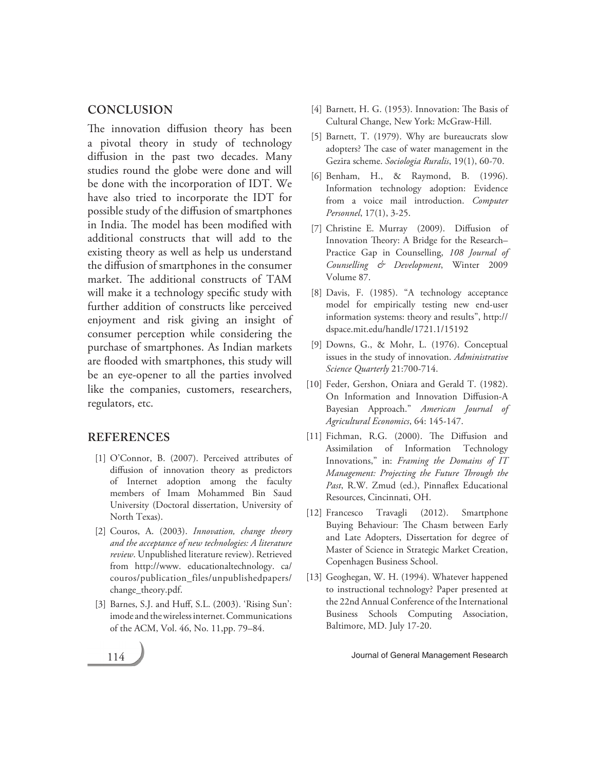## CONCLUSION

The innovation diffusion theory has been a pivotal theory in study of technology diffusion in the past two decades. Many studies round the globe were done and will be done with the incorporation of IDT. We have also tried to incorporate the IDT for possible study of the diffusion of smartphones in India. The model has been modified with additional constructs that will add to the existing theory as well as help us understand the diffusion of smartphones in the consumer market. The additional constructs of TAM will make it a technology specific study with further addition of constructs like perceived enjoyment and risk giving an insight of consumer perception while considering the purchase of smartphones. As Indian markets are flooded with smartphones, this study will be an eye-opener to all the parties involved like the companies, customers, researchers, regulators, etc.

## REFERENCES

[1] O'Connor, B. (2007). Perceived attributes of diffusion of innovation theory as predictors of Internet adoption among the faculty members of Imam Mohammed Bin Saud University (Doctoral dissertation, University of North Texas).

[2] Couros, A. (2003). *Innovation, change theory and the acceptance of new technologies: A literature review*. Unpublished literature review). Retrieved from http://www. educationaltechnology. ca/ couros/publication_files/unpublishedpapers/ change_theory.pdf.

[3] Barnes, S.J. and Huff, S.L. (2003). 'Rising Sun': imode and the wireless internet. Communications of the ACM, Vol. 46, No. 11,pp. 79–84.

[4] Barnett, H. G. (1953). Innovation: The Basis of Cultural Change, New York: McGraw-Hill.

[5] Barnett, T. (1979). Why are bureaucrats slow adopters? The case of water management in the Gezira scheme. *Sociologia Ruralis*, 19(1), 60-70.

[6] Benham, H., & Raymond, B. (1996). Information technology adoption: Evidence from a voice mail introduction. *Computer Personnel*, 17(1), 3-25.

[7] Christine E. Murray (2009). Diffusion of Innovation Theory: A Bridge for the Research–Practice Gap in Counselling, *108 Journal of Counselling & Development*, Winter 2009 Volume 87.

[8] Davis, F. (1985). "A technology acceptance model for empirically testing new end-user information systems: theory and results", http:// dspace.mit.edu/handle/1721.1/15192

[9] Downs, G., & Mohr, L. (1976). Conceptual issues in the study of innovation. *Administrative Science Quarterly* 21:700-714.

[10] Feder, Gershon, Oniara and Gerald T. (1982). On Information and Innovation Diffusion-A Bayesian Approach." *American Journal of Agricultural Economics*, 64: 145-147.

[11] Fichman, R.G. (2000). The Diffusion and Assimilation of Information Technology Innovations," in: *Framing the Domains of IT Management: Projecting the Future Through the Past*, R.W. Zmud (ed.), Pinnaflex Educational Resources, Cincinnati, OH.

[12] Francesco Travagli (2012). Smartphone Buying Behaviour: The Chasm between Early and Late Adopters, Dissertation for degree of Master of Science in Strategic Market Creation, Copenhagen Business School.

[13] Geoghegan, W. H. (1994). Whatever happened to instructional technology? Paper presented at the 22nd Annual Conference of the International Business Schools Computing Association, Baltimore, MD. July 17-20.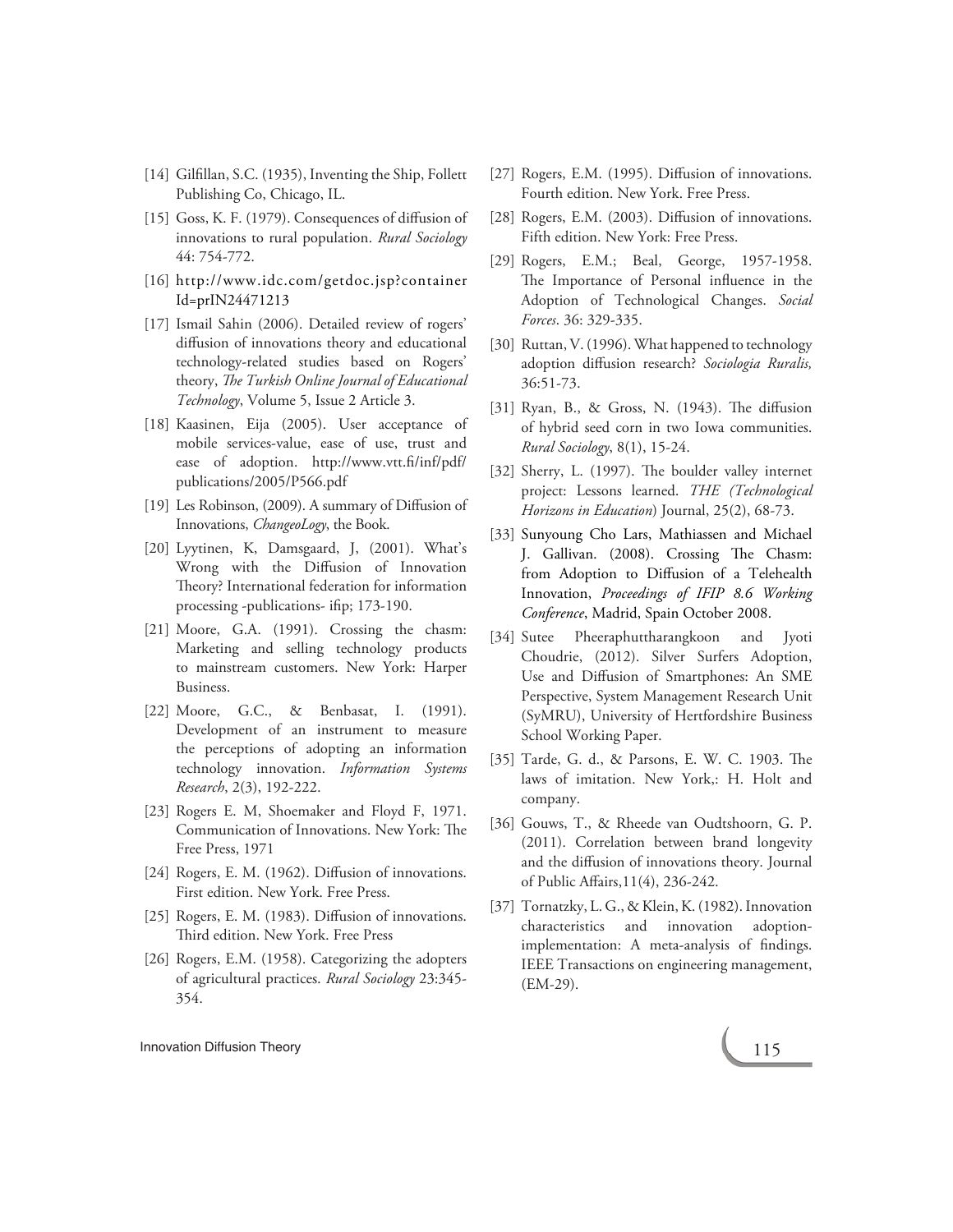[14] Gilfillan, S.C. (1935), Inventing the Ship, Follett Publishing Co, Chicago, IL.

[15] Goss, K. F. (1979). Consequences of diffusion of innovations to rural population. *Rural Sociology* 44: 754-772.

[16] http://www.idc.com/getdoc.jsp?containerId=prIN24471213

[17] Ismail Sahin (2006). Detailed review of rogers' diffusion of innovations theory and educational technology-related studies based on Rogers' theory, *The Turkish Online Journal of Educational Technology*, Volume 5, Issue 2 Article 3.

[18] Kaasinen, Eija (2005). User acceptance of mobile services-value, ease of use, trust and ease of adoption. http://www.vtt.fi/inf/pdf/publications/2005/P566.pdf

[19] Les Robinson, (2009). A summary of Diffusion of Innovations, *ChangeoLogy*, the Book.

[20] Lyytinen, K, Damsgaard, J, (2001). What's Wrong with the Diffusion of Innovation Theory? International federation for information processing -publications- ifip; 173-190.

[21] Moore, G.A. (1991). Crossing the chasm: Marketing and selling technology products to mainstream customers. New York: Harper Business.

[22] Moore, G.C., & Benbasat, I. (1991). Development of an instrument to measure the perceptions of adopting an information technology innovation. *Information Systems Research*, 2(3), 192-222.

[23] Rogers E. M, Shoemaker and Floyd F, 1971. Communication of Innovations. New York: The Free Press, 1971

[24] Rogers, E. M. (1962). Diffusion of innovations. First edition. New York. Free Press.

[25] Rogers, E. M. (1983). Diffusion of innovations. Third edition. New York. Free Press

[26] Rogers, E.M. (1958). Categorizing the adopters of agricultural practices. *Rural Sociology* 23:345-354.

[27] Rogers, E.M. (1995). Diffusion of innovations. Fourth edition. New York. Free Press.

[28] Rogers, E.M. (2003). Diffusion of innovations. Fifth edition. New York: Free Press.

[29] Rogers, E.M.; Beal, George, 1957-1958. The Importance of Personal influence in the Adoption of Technological Changes. *Social Forces*. 36: 329-335.

[30] Ruttan, V. (1996). What happened to technology adoption diffusion research? *Sociologia Ruralis,* 36:51-73.

[31] Ryan, B., & Gross, N. (1943). The diffusion of hybrid seed corn in two Iowa communities. *Rural Sociology*, 8(1), 15-24.

[32] Sherry, L. (1997). The boulder valley internet project: Lessons learned. *THE (Technological Horizons in Education*) Journal, 25(2), 68-73.

[33] Sunyoung Cho Lars, Mathiassen and Michael J. Gallivan. (2008). Crossing The Chasm: from Adoption to Diffusion of a Telehealth Innovation, *Proceedings of IFIP 8.6 Working Conference*, Madrid, Spain October 2008.

[34] Sutee Pheeraphuttharangkoon and Jyoti Choudrie, (2012). Silver Surfers Adoption, Use and Diffusion of Smartphones: An SME Perspective, System Management Research Unit (SyMRU), University of Hertfordshire Business School Working Paper.

[35] Tarde, G. d., & Parsons, E. W. C. 1903. The laws of imitation. New York,: H. Holt and company.

[36] Gouws, T., & Rheede van Oudtshoorn, G. P. (2011). Correlation between brand longevity and the diffusion of innovations theory. Journal of Public Affairs,11(4), 236-242.

[37] Tornatzky, L. G., & Klein, K. (1982). Innovation characteristics and innovation adoption-implementation: A meta-analysis of findings. IEEE Transactions on engineering management, (EM-29).